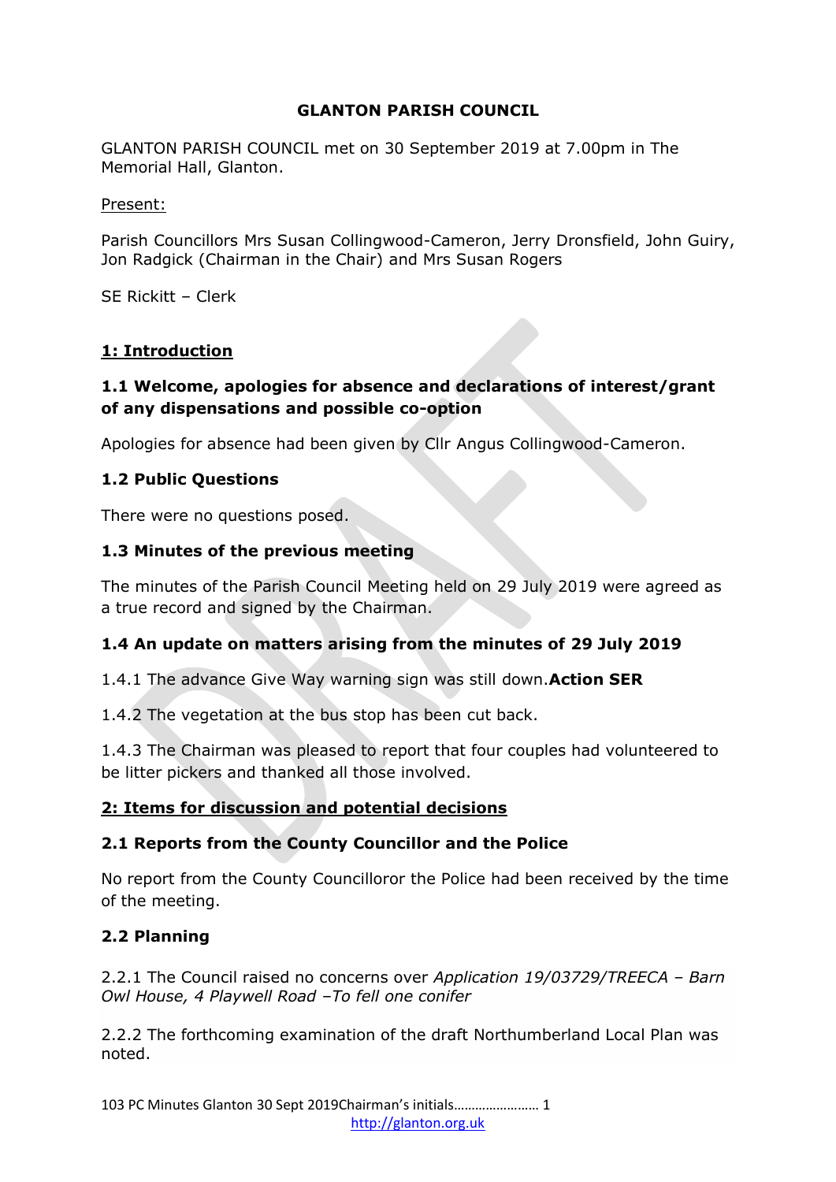# GLANTON PARISH COUNCIL

GLANTON PARISH COUNCIL met on 30 September 2019 at 7.00pm in The Memorial Hall, Glanton.

Present:

Parish Councillors Mrs Susan Collingwood-Cameron, Jerry Dronsfield, John Guiry, Jon Radgick (Chairman in the Chair) and Mrs Susan Rogers

SE Rickitt – Clerk

## 1: Introduction

### 1.1 Welcome, apologies for absence and declarations of interest/grant of any dispensations and possible co-option

Apologies for absence had been given by Cllr Angus Collingwood-Cameron.

### 1.2 Public Questions

There were no questions posed.

### 1.3 Minutes of the previous meeting

The minutes of the Parish Council Meeting held on 29 July 2019 were agreed as a true record and signed by the Chairman.

### 1.4 An update on matters arising from the minutes of 29 July 2019

1.4.1 The advance Give Way warning sign was still down.**Action SER**

1.4.2 The vegetation at the bus stop has been cut back.

1.4.3 The Chairman was pleased to report that four couples had volunteered to be litter pickers and thanked all those involved.

## 2: Items for discussion and potential decisions

### 2.1 Reports from the County Councillor and the Police

No report from the County Councilloror the Police had been received by the time of the meeting.

### 2.2 Planning

2.2.1 The Council raised no concerns over *Application 19/03729/TREECA – Barn Owl House, 4 Playwell Road –To fell one conifer*

2.2.2 The forthcoming examination of the draft Northumberland Local Plan was noted.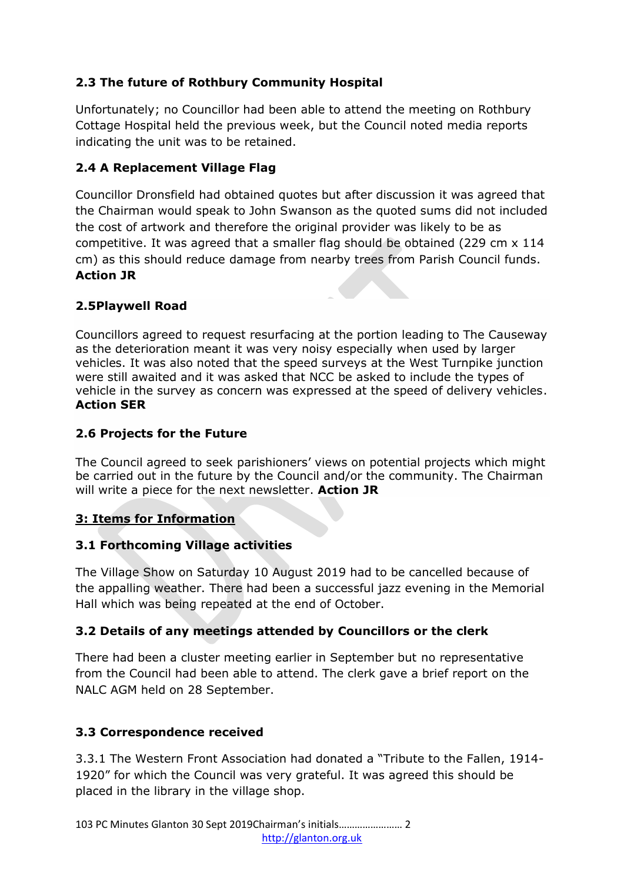### 2.3 The future of Rothbury Community Hospital

Unfortunately; no Councillor had been able to attend the meeting on Rothbury Cottage Hospital held the previous week, but the Council noted media reports indicating the unit was to be retained.

### 2.4 A Replacement Village Flag

Councillor Dronsfield had obtained quotes but after discussion it was agreed that the Chairman would speak to John Swanson as the quoted sums did not included the cost of artwork and therefore the original provider was likely to be as competitive. It was agreed that a smaller flag should be obtained (229 cm x 114 cm) as this should reduce damage from nearby trees from Parish Council funds. **Action JR**

### 2.5Playwell Road

Councillors agreed to request resurfacing at the portion leading to The Causeway as the deterioration meant it was very noisy especially when used by larger vehicles. It was also noted that the speed surveys at the West Turnpike junction were still awaited and it was asked that NCC be asked to include the types of vehicle in the survey as concern was expressed at the speed of delivery vehicles. **Action SER**

### 2.6 Projects for the Future

The Council agreed to seek parishioners' views on potential projects which might be carried out in the future by the Council and/or the community. The Chairman will write a piece for the next newsletter. **Action JR**

## 3: Items for Information

### 3.1 Forthcoming Village activities

The Village Show on Saturday 10 August 2019 had to be cancelled because of the appalling weather. There had been a successful jazz evening in the Memorial Hall which was being repeated at the end of October.

### 3.2 Details of any meetings attended by Councillors or the clerk

There had been a cluster meeting earlier in September but no representative from the Council had been able to attend. The clerk gave a brief report on the NALC AGM held on 28 September.

### 3.3 Correspondence received

3.3.1 The Western Front Association had donated a "Tribute to the Fallen, 1914-1920" for which the Council was very grateful. It was agreed this should be placed in the library in the village shop.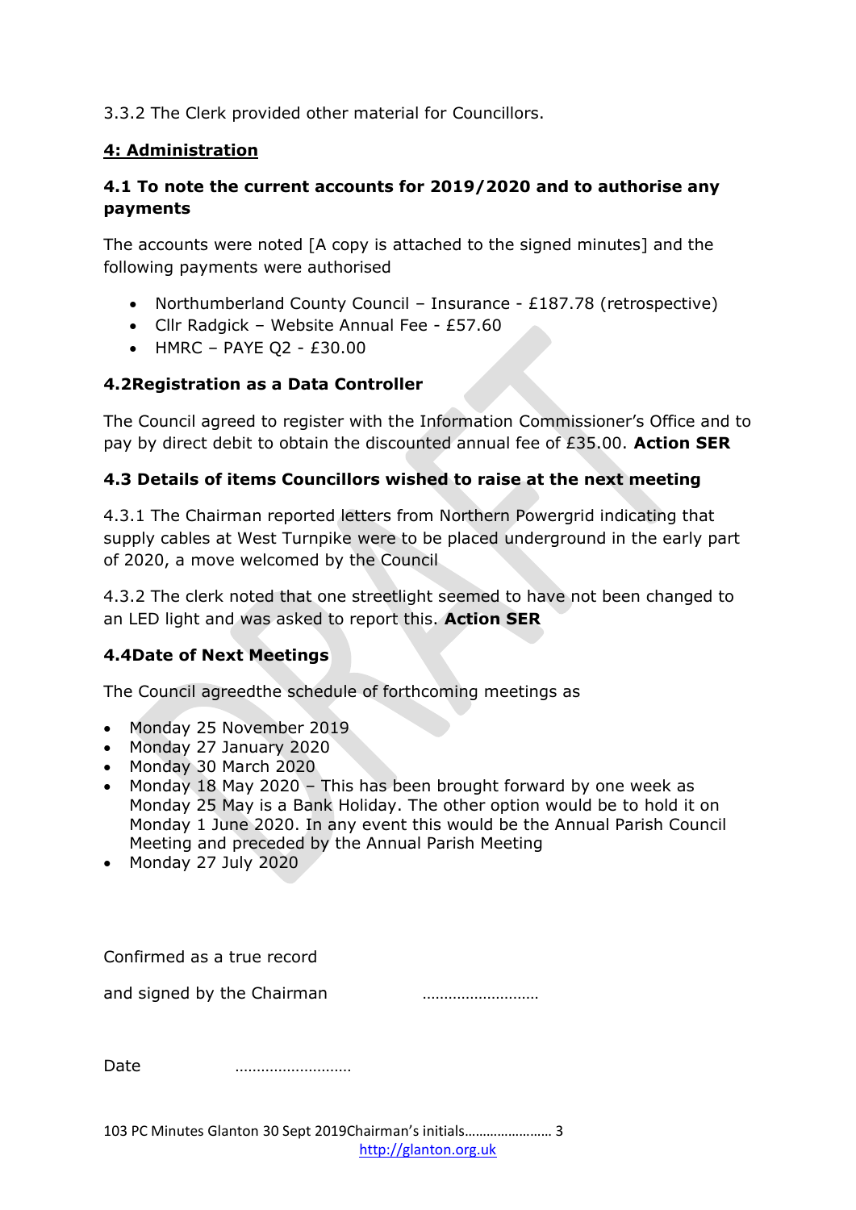3.3.2 The Clerk provided other material for Councillors.

## 4: Administration

### 4.1 To note the current accounts for 2019/2020 and to authorise any payments

The accounts were noted [A copy is attached to the signed minutes] and the following payments were authorised

- Northumberland County Council – Insurance - £187.78 (retrospective)
- Cllr Radgick – Website Annual Fee - £57.60
- HMRC – PAYE Q2 - £30.00

### 4.2Registration as a Data Controller

The Council agreed to register with the Information Commissioner's Office and to pay by direct debit to obtain the discounted annual fee of £35.00. **Action SER**

### 4.3 Details of items Councillors wished to raise at the next meeting

4.3.1 The Chairman reported letters from Northern Powergrid indicating that supply cables at West Turnpike were to be placed underground in the early part of 2020, a move welcomed by the Council

4.3.2 The clerk noted that one streetlight seemed to have not been changed to an LED light and was asked to report this. **Action SER**

### 4.4Date of Next Meetings

The Council agreedthe schedule of forthcoming meetings as

- Monday 25 November 2019
- Monday 27 January 2020
- Monday 30 March 2020
- Monday 18 May 2020 – This has been brought forward by one week as Monday 25 May is a Bank Holiday. The other option would be to hold it on Monday 1 June 2020. In any event this would be the Annual Parish Council Meeting and preceded by the Annual Parish Meeting
- Monday 27 July 2020

Confirmed as a true record

and signed by the Chairman ………………………

Date ………………………

103 PC Minutes Glanton 30 Sept 2019Chairman's initials……………………

http://glanton.org.uk